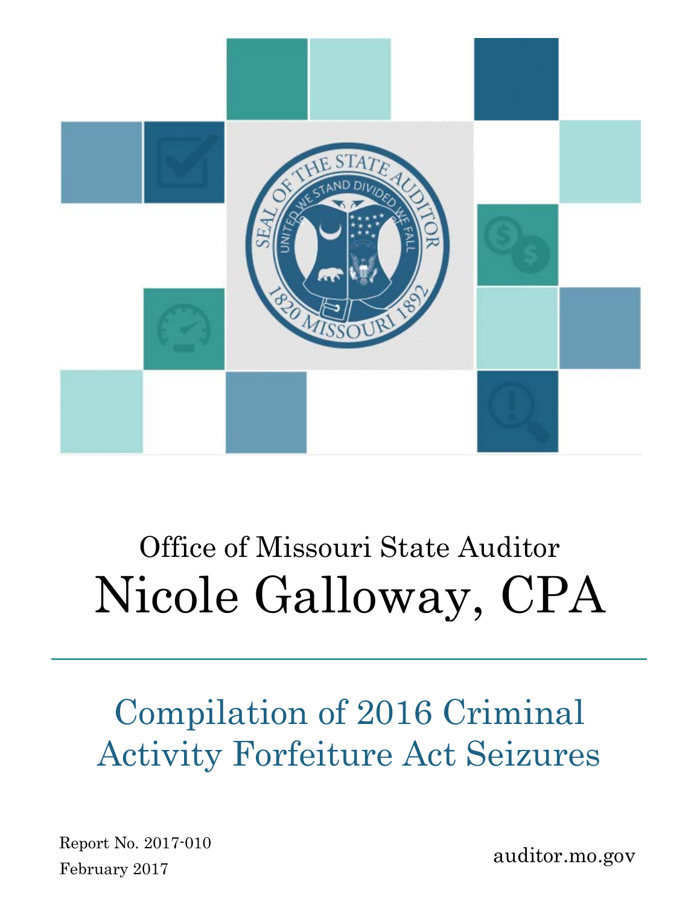Office of Missouri State Auditor

# Nicole Galloway, CPA

## Compilation of 2016 Criminal Activity Forfeiture Act Seizures

Report No. 2017-010

February 2017

auditor.mo.gov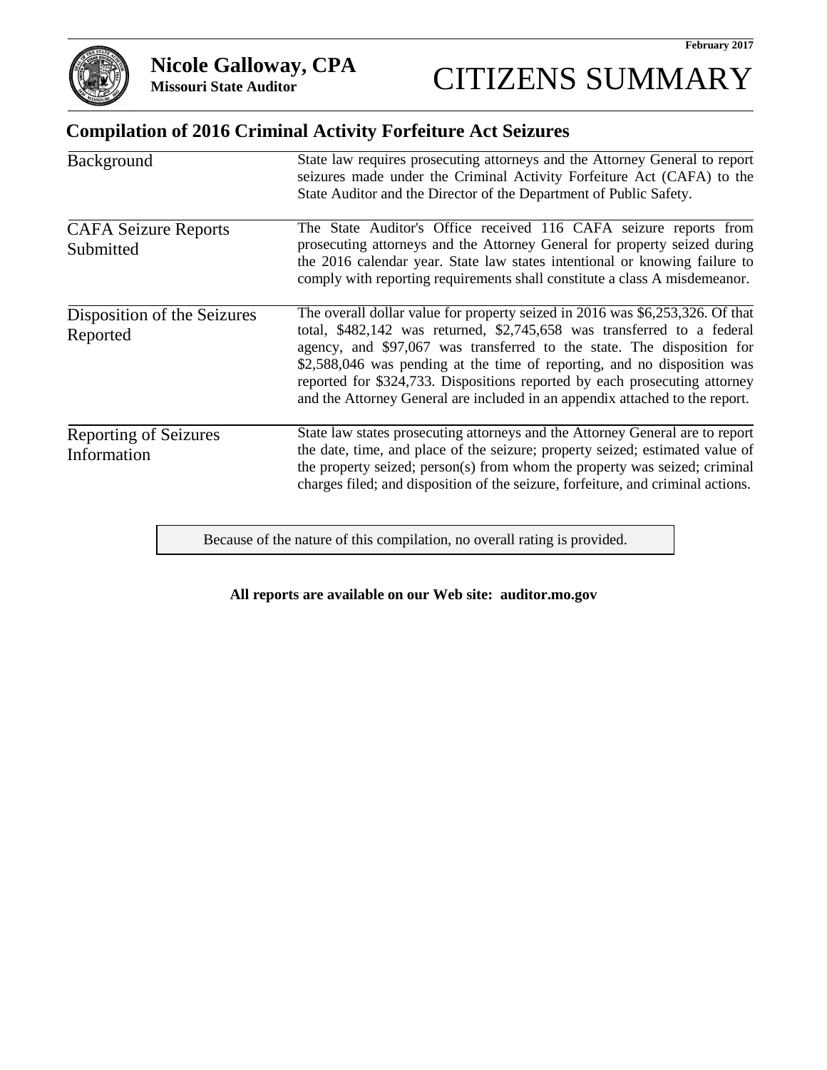February 2017

**Nicole Galloway, CPA**
**Missouri State Auditor**

# CITIZENS SUMMARY

## Compilation of 2016 Criminal Activity Forfeiture Act Seizures

| | |
|---|---|
| Background | State law requires prosecuting attorneys and the Attorney General to report seizures made under the Criminal Activity Forfeiture Act (CAFA) to the State Auditor and the Director of the Department of Public Safety. |
| CAFA Seizure Reports Submitted | The State Auditor's Office received 116 CAFA seizure reports from prosecuting attorneys and the Attorney General for property seized during the 2016 calendar year. State law states intentional or knowing failure to comply with reporting requirements shall constitute a class A misdemeanor. |
| Disposition of the Seizures Reported | The overall dollar value for property seized in 2016 was $6,253,326. Of that total, $482,142 was returned, $2,745,658 was transferred to a federal agency, and $97,067 was transferred to the state. The disposition for $2,588,046 was pending at the time of reporting, and no disposition was reported for $324,733. Dispositions reported by each prosecuting attorney and the Attorney General are included in an appendix attached to the report. |
| Reporting of Seizures Information | State law states prosecuting attorneys and the Attorney General are to report the date, time, and place of the seizure; property seized; estimated value of the property seized; person(s) from whom the property was seized; criminal charges filed; and disposition of the seizure, forfeiture, and criminal actions. |

Because of the nature of this compilation, no overall rating is provided.

**All reports are available on our Web site: auditor.mo.gov**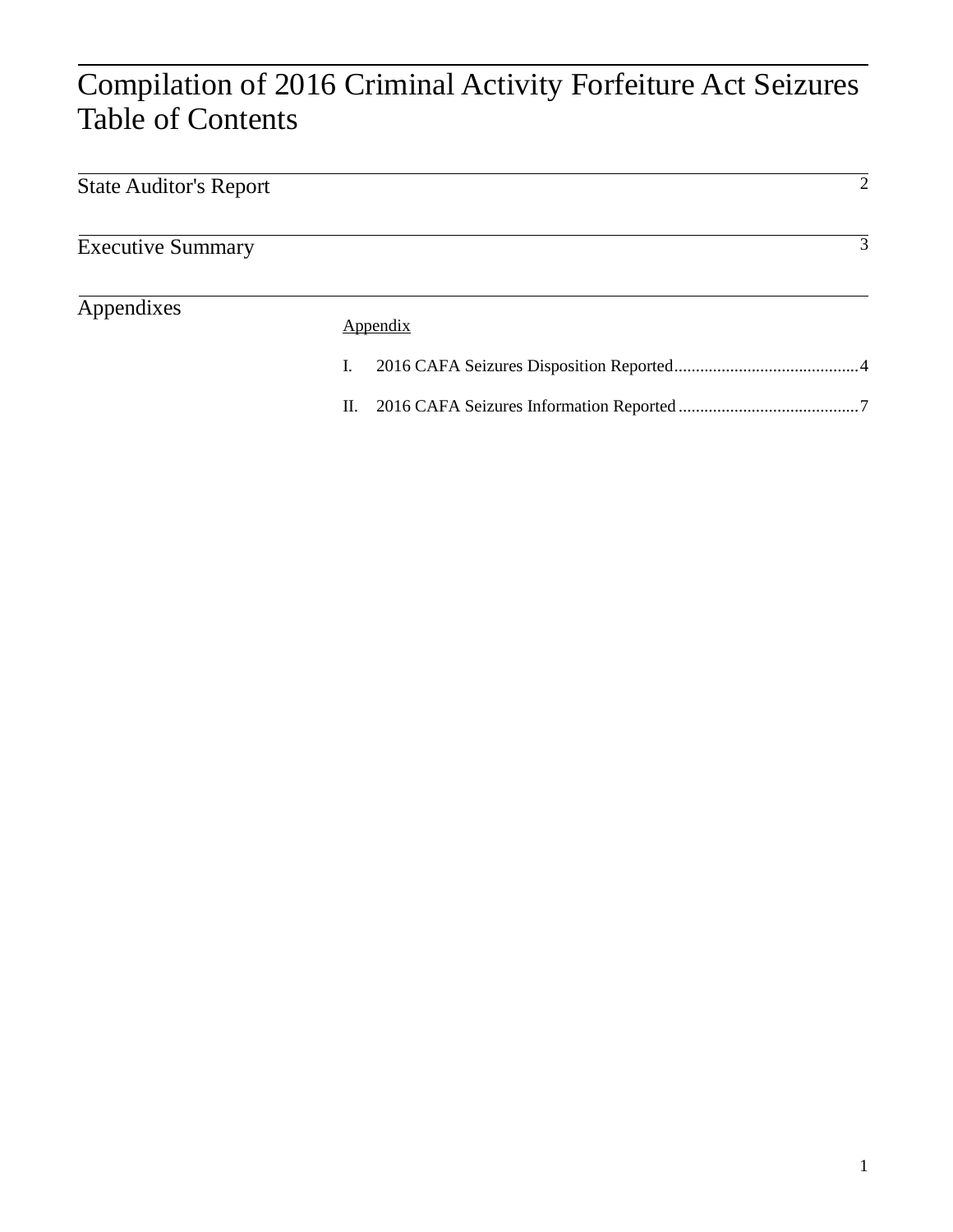# Compilation of 2016 Criminal Activity Forfeiture Act Seizures
# Table of Contents

State Auditor's Report ..... 2

Executive Summary ..... 3

Appendixes

Appendix

I. 2016 CAFA Seizures Disposition Reported ..... 4

II. 2016 CAFA Seizures Information Reported ..... 7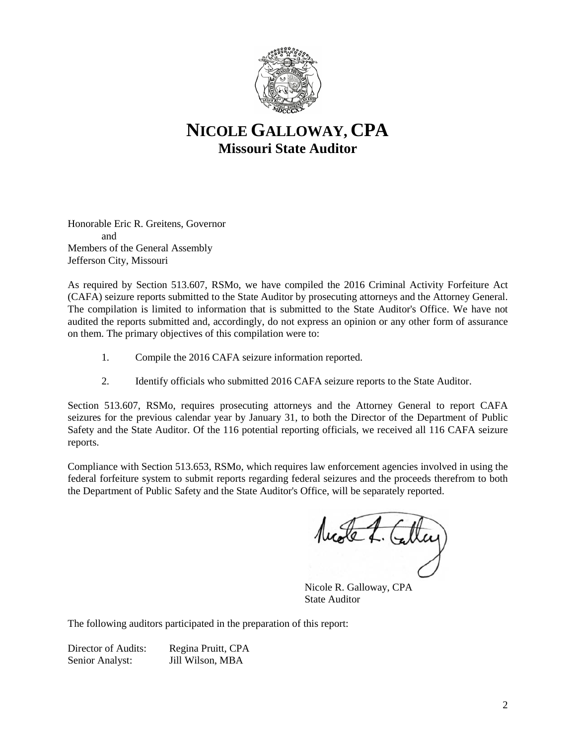# NICOLE GALLOWAY, CPA
## Missouri State Auditor

Honorable Eric R. Greitens, Governor
and
Members of the General Assembly
Jefferson City, Missouri

As required by Section 513.607, RSMo, we have compiled the 2016 Criminal Activity Forfeiture Act (CAFA) seizure reports submitted to the State Auditor by prosecuting attorneys and the Attorney General. The compilation is limited to information that is submitted to the State Auditor's Office. We have not audited the reports submitted and, accordingly, do not express an opinion or any other form of assurance on them. The primary objectives of this compilation were to:

1. Compile the 2016 CAFA seizure information reported.
2. Identify officials who submitted 2016 CAFA seizure reports to the State Auditor.

Section 513.607, RSMo, requires prosecuting attorneys and the Attorney General to report CAFA seizures for the previous calendar year by January 31, to both the Director of the Department of Public Safety and the State Auditor. Of the 116 potential reporting officials, we received all 116 CAFA seizure reports.

Compliance with Section 513.653, RSMo, which requires law enforcement agencies involved in using the federal forfeiture system to submit reports regarding federal seizures and the proceeds therefrom to both the Department of Public Safety and the State Auditor's Office, will be separately reported.

Nicole R. Galloway, CPA
State Auditor

The following auditors participated in the preparation of this report:

| | |
|---|---|
| Director of Audits: | Regina Pruitt, CPA |
| Senior Analyst: | Jill Wilson, MBA |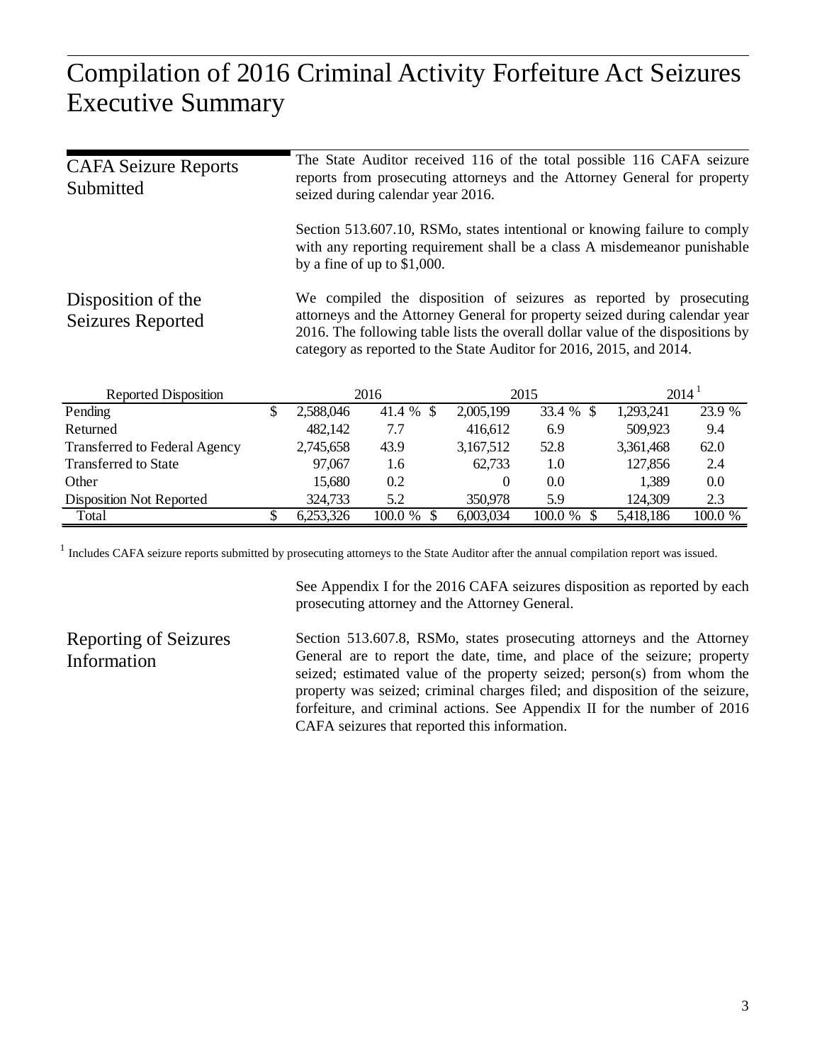# Compilation of 2016 Criminal Activity Forfeiture Act Seizures Executive Summary

## CAFA Seizure Reports Submitted

The State Auditor received 116 of the total possible 116 CAFA seizure reports from prosecuting attorneys and the Attorney General for property seized during calendar year 2016.

Section 513.607.10, RSMo, states intentional or knowing failure to comply with any reporting requirement shall be a class A misdemeanor punishable by a fine of up to $1,000.

## Disposition of the Seizures Reported

We compiled the disposition of seizures as reported by prosecuting attorneys and the Attorney General for property seized during calendar year 2016. The following table lists the overall dollar value of the dispositions by category as reported to the State Auditor for 2016, 2015, and 2014.

| Reported Disposition | 2016 | | 2015 | | 2014[1] | |
|---|---|---|---|---|---|---|
| Pending | $ 2,588,046 | 41.4 % | $ 2,005,199 | 33.4 % | $ 1,293,241 | 23.9 % |
| Returned | 482,142 | 7.7 | 416,612 | 6.9 | 509,923 | 9.4 |
| Transferred to Federal Agency | 2,745,658 | 43.9 | 3,167,512 | 52.8 | 3,361,468 | 62.0 |
| Transferred to State | 97,067 | 1.6 | 62,733 | 1.0 | 127,856 | 2.4 |
| Other | 15,680 | 0.2 | 0 | 0.0 | 1,389 | 0.0 |
| Disposition Not Reported | 324,733 | 5.2 | 350,978 | 5.9 | 124,309 | 2.3 |
| Total | $ 6,253,326 | 100.0 % | $ 6,003,034 | 100.0 % | $ 5,418,186 | 100.0 % |

[1] Includes CAFA seizure reports submitted by prosecuting attorneys to the State Auditor after the annual compilation report was issued.

See Appendix I for the 2016 CAFA seizures disposition as reported by each prosecuting attorney and the Attorney General.

## Reporting of Seizures Information

Section 513.607.8, RSMo, states prosecuting attorneys and the Attorney General are to report the date, time, and place of the seizure; property seized; estimated value of the property seized; person(s) from whom the property was seized; criminal charges filed; and disposition of the seizure, forfeiture, and criminal actions. See Appendix II for the number of 2016 CAFA seizures that reported this information.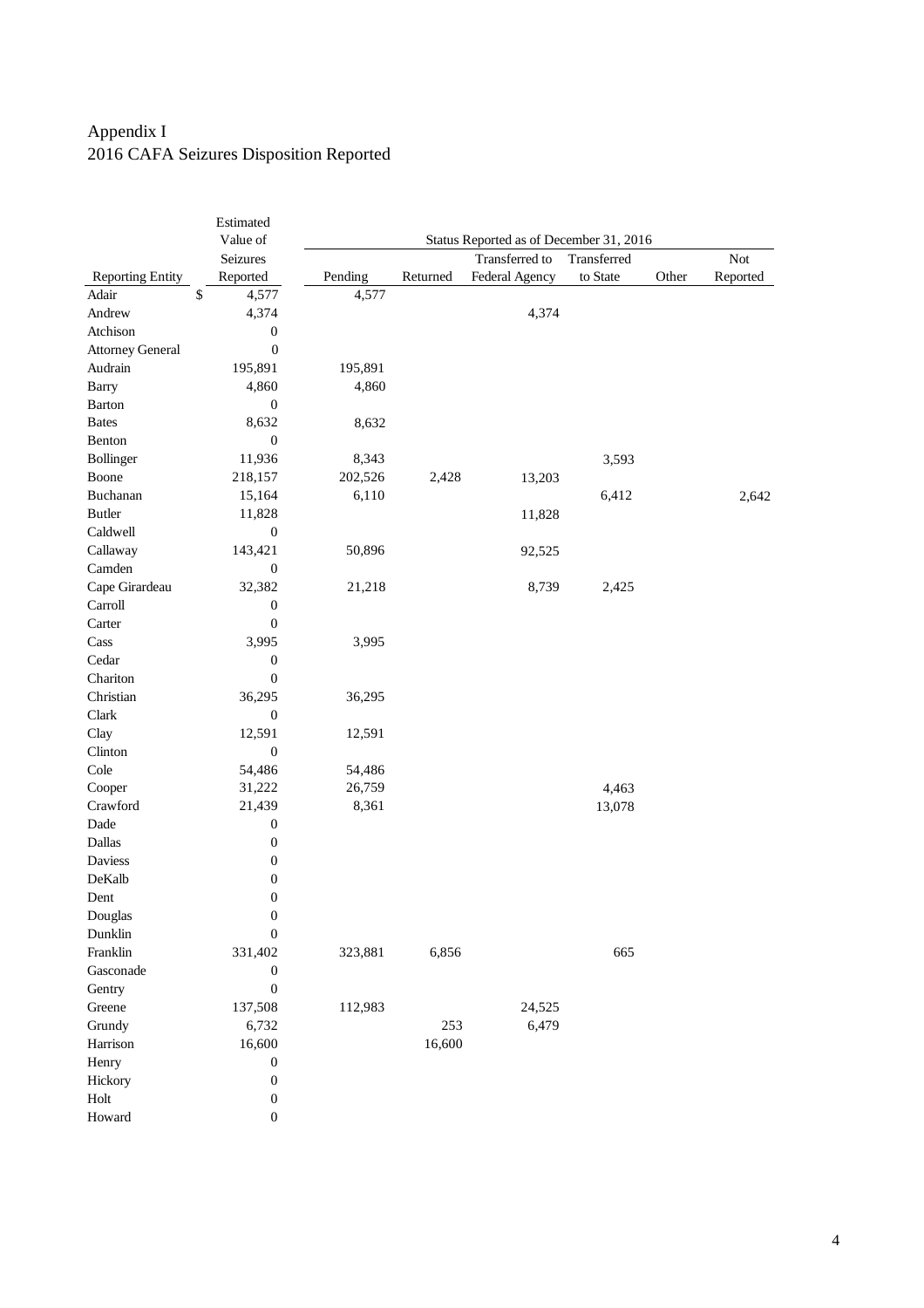# Appendix I
## 2016 CAFA Seizures Disposition Reported

| Reporting Entity | Estimated Value of Seizures Reported | Status Reported as of December 31, 2016 | | | | | |
|---|---|---|---|---|---|---|---|
| | | Pending | Returned | Transferred to Federal Agency | Transferred to State | Other | Not Reported |
| Adair | $ 4,577 | 4,577 | | | | | |
| Andrew | 4,374 | | | 4,374 | | | |
| Atchison | 0 | | | | | | |
| Attorney General | 0 | | | | | | |
| Audrain | 195,891 | 195,891 | | | | | |
| Barry | 4,860 | 4,860 | | | | | |
| Barton | 0 | | | | | | |
| Bates | 8,632 | 8,632 | | | | | |
| Benton | 0 | | | | | | |
| Bollinger | 11,936 | 8,343 | | | 3,593 | | |
| Boone | 218,157 | 202,526 | 2,428 | 13,203 | | | |
| Buchanan | 15,164 | 6,110 | | | 6,412 | | 2,642 |
| Butler | 11,828 | | | 11,828 | | | |
| Caldwell | 0 | | | | | | |
| Callaway | 143,421 | 50,896 | | 92,525 | | | |
| Camden | 0 | | | | | | |
| Cape Girardeau | 32,382 | 21,218 | | 8,739 | 2,425 | | |
| Carroll | 0 | | | | | | |
| Carter | 0 | | | | | | |
| Cass | 3,995 | 3,995 | | | | | |
| Cedar | 0 | | | | | | |
| Chariton | 0 | | | | | | |
| Christian | 36,295 | 36,295 | | | | | |
| Clark | 0 | | | | | | |
| Clay | 12,591 | 12,591 | | | | | |
| Clinton | 0 | | | | | | |
| Cole | 54,486 | 54,486 | | | | | |
| Cooper | 31,222 | 26,759 | | | 4,463 | | |
| Crawford | 21,439 | 8,361 | | | 13,078 | | |
| Dade | 0 | | | | | | |
| Dallas | 0 | | | | | | |
| Daviess | 0 | | | | | | |
| DeKalb | 0 | | | | | | |
| Dent | 0 | | | | | | |
| Douglas | 0 | | | | | | |
| Dunklin | 0 | | | | | | |
| Franklin | 331,402 | 323,881 | 6,856 | | 665 | | |
| Gasconade | 0 | | | | | | |
| Gentry | 0 | | | | | | |
| Greene | 137,508 | 112,983 | | 24,525 | | | |
| Grundy | 6,732 | | 253 | 6,479 | | | |
| Harrison | 16,600 | | 16,600 | | | | |
| Henry | 0 | | | | | | |
| Hickory | 0 | | | | | | |
| Holt | 0 | | | | | | |
| Howard | 0 | | | | | | |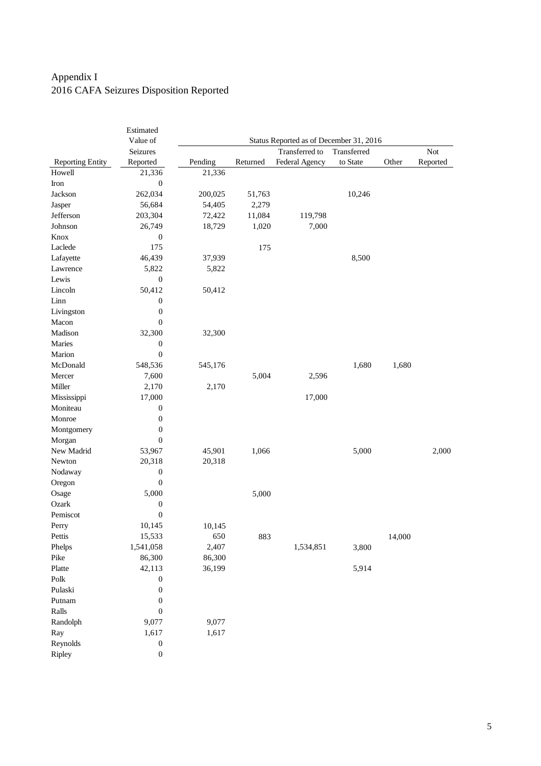Appendix I
2016 CAFA Seizures Disposition Reported

| Reporting Entity | Estimated Value of Seizures Reported | Status Reported as of December 31, 2016 | | | | | |
|---|---|---|---|---|---|---|---|
| | | Pending | Returned | Transferred to Federal Agency | Transferred to State | Other | Not Reported |
| Howell | 21,336 | 21,336 | | | | | |
| Iron | 0 | | | | | | |
| Jackson | 262,034 | 200,025 | 51,763 | | 10,246 | | |
| Jasper | 56,684 | 54,405 | 2,279 | | | | |
| Jefferson | 203,304 | 72,422 | 11,084 | 119,798 | | | |
| Johnson | 26,749 | 18,729 | 1,020 | 7,000 | | | |
| Knox | 0 | | | | | | |
| Laclede | 175 | | 175 | | | | |
| Lafayette | 46,439 | 37,939 | | | 8,500 | | |
| Lawrence | 5,822 | 5,822 | | | | | |
| Lewis | 0 | | | | | | |
| Lincoln | 50,412 | 50,412 | | | | | |
| Linn | 0 | | | | | | |
| Livingston | 0 | | | | | | |
| Macon | 0 | | | | | | |
| Madison | 32,300 | 32,300 | | | | | |
| Maries | 0 | | | | | | |
| Marion | 0 | | | | | | |
| McDonald | 548,536 | 545,176 | | | 1,680 | 1,680 | |
| Mercer | 7,600 | | 5,004 | 2,596 | | | |
| Miller | 2,170 | 2,170 | | | | | |
| Mississippi | 17,000 | | | 17,000 | | | |
| Moniteau | 0 | | | | | | |
| Monroe | 0 | | | | | | |
| Montgomery | 0 | | | | | | |
| Morgan | 0 | | | | | | |
| New Madrid | 53,967 | 45,901 | 1,066 | | 5,000 | | 2,000 |
| Newton | 20,318 | 20,318 | | | | | |
| Nodaway | 0 | | | | | | |
| Oregon | 0 | | | | | | |
| Osage | 5,000 | | 5,000 | | | | |
| Ozark | 0 | | | | | | |
| Pemiscot | 0 | | | | | | |
| Perry | 10,145 | 10,145 | | | | | |
| Pettis | 15,533 | 650 | 883 | | | 14,000 | |
| Phelps | 1,541,058 | 2,407 | | 1,534,851 | 3,800 | | |
| Pike | 86,300 | 86,300 | | | | | |
| Platte | 42,113 | 36,199 | | | 5,914 | | |
| Polk | 0 | | | | | | |
| Pulaski | 0 | | | | | | |
| Putnam | 0 | | | | | | |
| Ralls | 0 | | | | | | |
| Randolph | 9,077 | 9,077 | | | | | |
| Ray | 1,617 | 1,617 | | | | | |
| Reynolds | 0 | | | | | | |
| Ripley | 0 | | | | | | |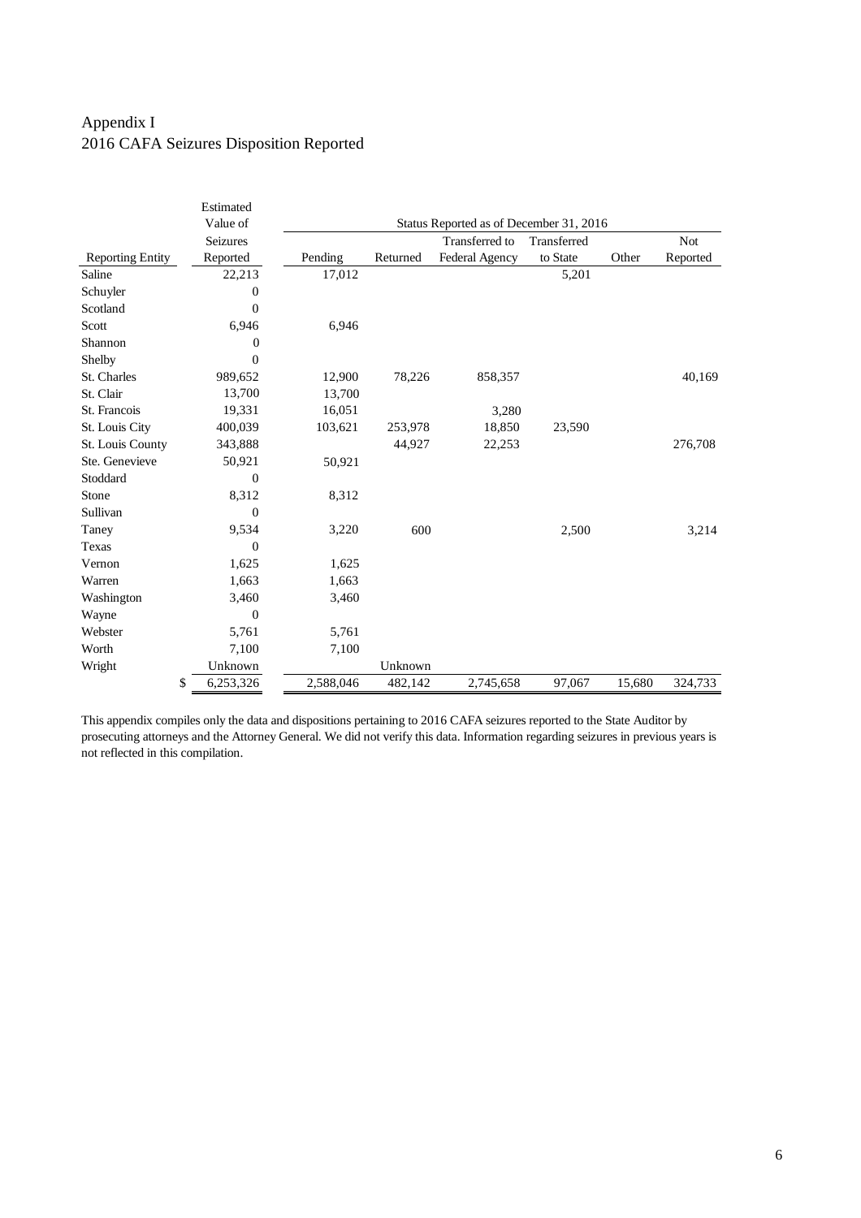# Appendix I
## 2016 CAFA Seizures Disposition Reported

| Reporting Entity | Estimated Value of Seizures Reported | Status Reported as of December 31, 2016 | | | | | |
|---|---|---|---|---|---|---|---|
| | | Pending | Returned | Transferred to Federal Agency | Transferred to State | Other | Not Reported |
| Saline | 22,213 | 17,012 | | | 5,201 | | |
| Schuyler | 0 | | | | | | |
| Scotland | 0 | | | | | | |
| Scott | 6,946 | 6,946 | | | | | |
| Shannon | 0 | | | | | | |
| Shelby | 0 | | | | | | |
| St. Charles | 989,652 | 12,900 | 78,226 | 858,357 | | | 40,169 |
| St. Clair | 13,700 | 13,700 | | | | | |
| St. Francois | 19,331 | 16,051 | | 3,280 | | | |
| St. Louis City | 400,039 | 103,621 | 253,978 | 18,850 | 23,590 | | |
| St. Louis County | 343,888 | | 44,927 | 22,253 | | | 276,708 |
| Ste. Genevieve | 50,921 | 50,921 | | | | | |
| Stoddard | 0 | | | | | | |
| Stone | 8,312 | 8,312 | | | | | |
| Sullivan | 0 | | | | | | |
| Taney | 9,534 | 3,220 | 600 | | 2,500 | | 3,214 |
| Texas | 0 | | | | | | |
| Vernon | 1,625 | 1,625 | | | | | |
| Warren | 1,663 | 1,663 | | | | | |
| Washington | 3,460 | 3,460 | | | | | |
| Wayne | 0 | | | | | | |
| Webster | 5,761 | 5,761 | | | | | |
| Worth | 7,100 | 7,100 | | | | | |
| Wright | Unknown | | Unknown | | | | |
| | $ 6,253,326 | 2,588,046 | 482,142 | 2,745,658 | 97,067 | 15,680 | 324,733 |

This appendix compiles only the data and dispositions pertaining to 2016 CAFA seizures reported to the State Auditor by prosecuting attorneys and the Attorney General. We did not verify this data. Information regarding seizures in previous years is not reflected in this compilation.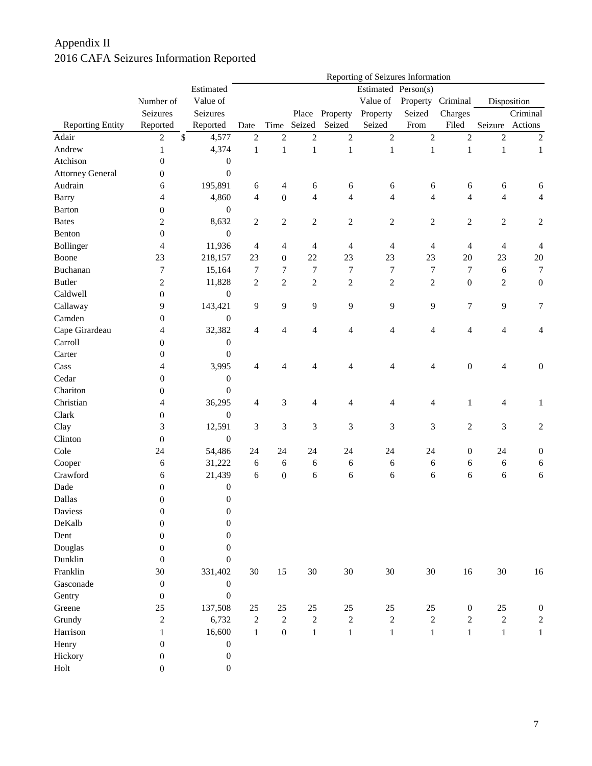# Appendix II
## 2016 CAFA Seizures Information Reported

| Reporting Entity | Number of Seizures Reported | Estimated Value of Seizures Reported | Reporting of Seizures Information | | | | | | | | |
|---|---|---|---|---|---|---|---|---|---|---|---|
| | | | Date | Time | Place Seized | Property Seized | Estimated Value of Property Seized | Person(s) Property Seized From | Criminal Charges Filed | Disposition | |
| | | | | | | | | | | Seizure | Criminal Actions |
| Adair | 2 | $ 4,577 | 2 | 2 | 2 | 2 | 2 | 2 | 2 | 2 | 2 |
| Andrew | 1 | 4,374 | 1 | 1 | 1 | 1 | 1 | 1 | 1 | 1 | 1 |
| Atchison | 0 | 0 | | | | | | | | | |
| Attorney General | 0 | 0 | | | | | | | | | |
| Audrain | 6 | 195,891 | 6 | 4 | 6 | 6 | 6 | 6 | 6 | 6 | 6 |
| Barry | 4 | 4,860 | 4 | 0 | 4 | 4 | 4 | 4 | 4 | 4 | 4 |
| Barton | 0 | 0 | | | | | | | | | |
| Bates | 2 | 8,632 | 2 | 2 | 2 | 2 | 2 | 2 | 2 | 2 | 2 |
| Benton | 0 | 0 | | | | | | | | | |
| Bollinger | 4 | 11,936 | 4 | 4 | 4 | 4 | 4 | 4 | 4 | 4 | 4 |
| Boone | 23 | 218,157 | 23 | 0 | 22 | 23 | 23 | 23 | 20 | 23 | 20 |
| Buchanan | 7 | 15,164 | 7 | 7 | 7 | 7 | 7 | 7 | 7 | 6 | 7 |
| Butler | 2 | 11,828 | 2 | 2 | 2 | 2 | 2 | 2 | 0 | 2 | 0 |
| Caldwell | 0 | 0 | | | | | | | | | |
| Callaway | 9 | 143,421 | 9 | 9 | 9 | 9 | 9 | 9 | 7 | 9 | 7 |
| Camden | 0 | 0 | | | | | | | | | |
| Cape Girardeau | 4 | 32,382 | 4 | 4 | 4 | 4 | 4 | 4 | 4 | 4 | 4 |
| Carroll | 0 | 0 | | | | | | | | | |
| Carter | 0 | 0 | | | | | | | | | |
| Cass | 4 | 3,995 | 4 | 4 | 4 | 4 | 4 | 4 | 0 | 4 | 0 |
| Cedar | 0 | 0 | | | | | | | | | |
| Chariton | 0 | 0 | | | | | | | | | |
| Christian | 4 | 36,295 | 4 | 3 | 4 | 4 | 4 | 4 | 1 | 4 | 1 |
| Clark | 0 | 0 | | | | | | | | | |
| Clay | 3 | 12,591 | 3 | 3 | 3 | 3 | 3 | 3 | 2 | 3 | 2 |
| Clinton | 0 | 0 | | | | | | | | | |
| Cole | 24 | 54,486 | 24 | 24 | 24 | 24 | 24 | 24 | 0 | 24 | 0 |
| Cooper | 6 | 31,222 | 6 | 6 | 6 | 6 | 6 | 6 | 6 | 6 | 6 |
| Crawford | 6 | 21,439 | 6 | 0 | 6 | 6 | 6 | 6 | 6 | 6 | 6 |
| Dade | 0 | 0 | | | | | | | | | |
| Dallas | 0 | 0 | | | | | | | | | |
| Daviess | 0 | 0 | | | | | | | | | |
| DeKalb | 0 | 0 | | | | | | | | | |
| Dent | 0 | 0 | | | | | | | | | |
| Douglas | 0 | 0 | | | | | | | | | |
| Dunklin | 0 | 0 | | | | | | | | | |
| Franklin | 30 | 331,402 | 30 | 15 | 30 | 30 | 30 | 30 | 16 | 30 | 16 |
| Gasconade | 0 | 0 | | | | | | | | | |
| Gentry | 0 | 0 | | | | | | | | | |
| Greene | 25 | 137,508 | 25 | 25 | 25 | 25 | 25 | 25 | 0 | 25 | 0 |
| Grundy | 2 | 6,732 | 2 | 2 | 2 | 2 | 2 | 2 | 2 | 2 | 2 |
| Harrison | 1 | 16,600 | 1 | 0 | 1 | 1 | 1 | 1 | 1 | 1 | 1 |
| Henry | 0 | 0 | | | | | | | | | |
| Hickory | 0 | 0 | | | | | | | | | |
| Holt | 0 | 0 | | | | | | | | | |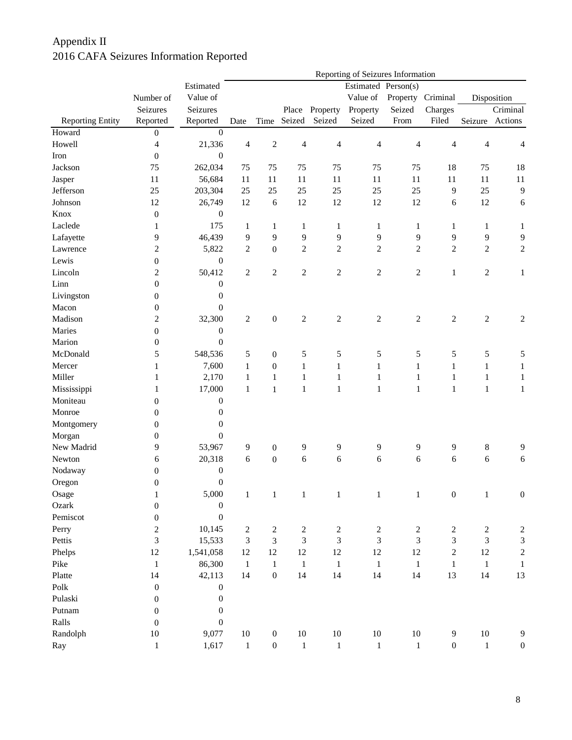# Appendix II
## 2016 CAFA Seizures Information Reported

| Reporting Entity | Number of Seizures Reported | Estimated Value of Seizures Reported | Reporting of Seizures Information | | | | | | | | |
|---|---|---|---|---|---|---|---|---|---|---|---|
| | | | Date | Time | Place Seized | Property Seized | Estimated Value of Property Seized | Person(s) Property Seized From | Criminal Charges Filed | Disposition | |
| | | | | | | | | | | Seizure | Criminal Actions |
| Howard | 0 | 0 | | | | | | | | | |
| Howell | 4 | 21,336 | 4 | 2 | 4 | 4 | 4 | 4 | 4 | 4 | 4 |
| Iron | 0 | 0 | | | | | | | | | |
| Jackson | 75 | 262,034 | 75 | 75 | 75 | 75 | 75 | 75 | 18 | 75 | 18 |
| Jasper | 11 | 56,684 | 11 | 11 | 11 | 11 | 11 | 11 | 11 | 11 | 11 |
| Jefferson | 25 | 203,304 | 25 | 25 | 25 | 25 | 25 | 25 | 9 | 25 | 9 |
| Johnson | 12 | 26,749 | 12 | 6 | 12 | 12 | 12 | 12 | 6 | 12 | 6 |
| Knox | 0 | 0 | | | | | | | | | |
| Laclede | 1 | 175 | 1 | 1 | 1 | 1 | 1 | 1 | 1 | 1 | 1 |
| Lafayette | 9 | 46,439 | 9 | 9 | 9 | 9 | 9 | 9 | 9 | 9 | 9 |
| Lawrence | 2 | 5,822 | 2 | 0 | 2 | 2 | 2 | 2 | 2 | 2 | 2 |
| Lewis | 0 | 0 | | | | | | | | | |
| Lincoln | 2 | 50,412 | 2 | 2 | 2 | 2 | 2 | 2 | 1 | 2 | 1 |
| Linn | 0 | 0 | | | | | | | | | |
| Livingston | 0 | 0 | | | | | | | | | |
| Macon | 0 | 0 | | | | | | | | | |
| Madison | 2 | 32,300 | 2 | 0 | 2 | 2 | 2 | 2 | 2 | 2 | 2 |
| Maries | 0 | 0 | | | | | | | | | |
| Marion | 0 | 0 | | | | | | | | | |
| McDonald | 5 | 548,536 | 5 | 0 | 5 | 5 | 5 | 5 | 5 | 5 | 5 |
| Mercer | 1 | 7,600 | 1 | 0 | 1 | 1 | 1 | 1 | 1 | 1 | 1 |
| Miller | 1 | 2,170 | 1 | 1 | 1 | 1 | 1 | 1 | 1 | 1 | 1 |
| Mississippi | 1 | 17,000 | 1 | 1 | 1 | 1 | 1 | 1 | 1 | 1 | 1 |
| Moniteau | 0 | 0 | | | | | | | | | |
| Monroe | 0 | 0 | | | | | | | | | |
| Montgomery | 0 | 0 | | | | | | | | | |
| Morgan | 0 | 0 | | | | | | | | | |
| New Madrid | 9 | 53,967 | 9 | 0 | 9 | 9 | 9 | 9 | 9 | 8 | 9 |
| Newton | 6 | 20,318 | 6 | 0 | 6 | 6 | 6 | 6 | 6 | 6 | 6 |
| Nodaway | 0 | 0 | | | | | | | | | |
| Oregon | 0 | 0 | | | | | | | | | |
| Osage | 1 | 5,000 | 1 | 1 | 1 | 1 | 1 | 1 | 0 | 1 | 0 |
| Ozark | 0 | 0 | | | | | | | | | |
| Pemiscot | 0 | 0 | | | | | | | | | |
| Perry | 2 | 10,145 | 2 | 2 | 2 | 2 | 2 | 2 | 2 | 2 | 2 |
| Pettis | 3 | 15,533 | 3 | 3 | 3 | 3 | 3 | 3 | 3 | 3 | 3 |
| Phelps | 12 | 1,541,058 | 12 | 12 | 12 | 12 | 12 | 12 | 2 | 12 | 2 |
| Pike | 1 | 86,300 | 1 | 1 | 1 | 1 | 1 | 1 | 1 | 1 | 1 |
| Platte | 14 | 42,113 | 14 | 0 | 14 | 14 | 14 | 14 | 13 | 14 | 13 |
| Polk | 0 | 0 | | | | | | | | | |
| Pulaski | 0 | 0 | | | | | | | | | |
| Putnam | 0 | 0 | | | | | | | | | |
| Ralls | 0 | 0 | | | | | | | | | |
| Randolph | 10 | 9,077 | 10 | 0 | 10 | 10 | 10 | 10 | 9 | 10 | 9 |
| Ray | 1 | 1,617 | 1 | 0 | 1 | 1 | 1 | 1 | 0 | 1 | 0 |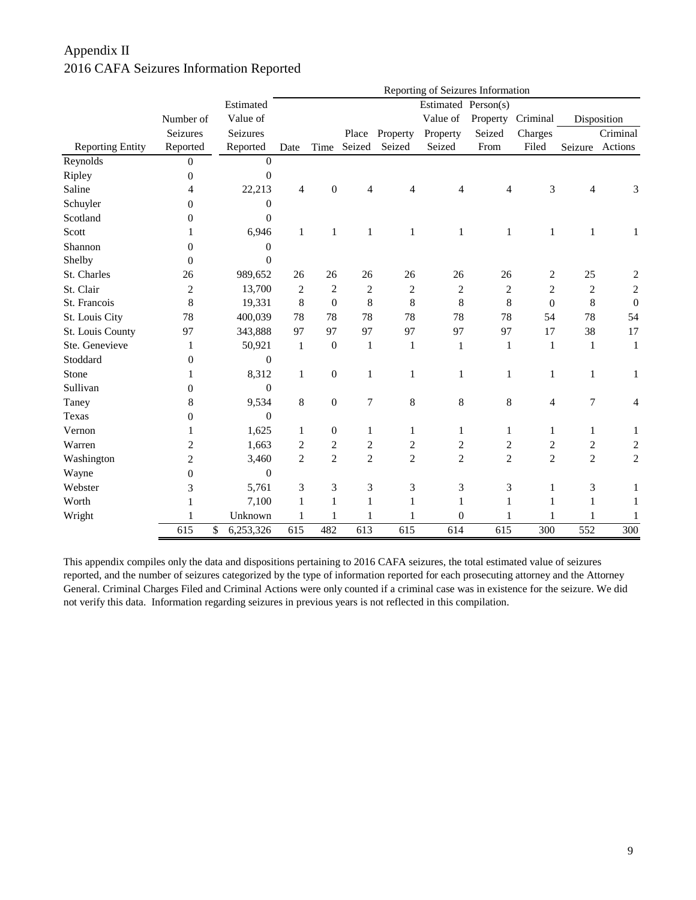# Appendix II
## 2016 CAFA Seizures Information Reported

| | | | Reporting of Seizures Information | | | | | | | | |
|---|---|---|---|---|---|---|---|---|---|---|---|
| Reporting Entity | Number of Seizures Reported | Estimated Value of Seizures Reported | Date | Time | Place Seized | Property Seized | Estimated Value of Property Seized | Person(s) Property Seized From | Criminal Charges Filed | Disposition Seizure | Disposition Criminal Actions |
| Reynolds | 0 | 0 | | | | | | | | | |
| Ripley | 0 | 0 | | | | | | | | | |
| Saline | 4 | 22,213 | 4 | 0 | 4 | 4 | 4 | 4 | 3 | 4 | 3 |
| Schuyler | 0 | 0 | | | | | | | | | |
| Scotland | 0 | 0 | | | | | | | | | |
| Scott | 1 | 6,946 | 1 | 1 | 1 | 1 | 1 | 1 | 1 | 1 | 1 |
| Shannon | 0 | 0 | | | | | | | | | |
| Shelby | 0 | 0 | | | | | | | | | |
| St. Charles | 26 | 989,652 | 26 | 26 | 26 | 26 | 26 | 26 | 2 | 25 | 2 |
| St. Clair | 2 | 13,700 | 2 | 2 | 2 | 2 | 2 | 2 | 2 | 2 | 2 |
| St. Francois | 8 | 19,331 | 8 | 0 | 8 | 8 | 8 | 8 | 0 | 8 | 0 |
| St. Louis City | 78 | 400,039 | 78 | 78 | 78 | 78 | 78 | 78 | 54 | 78 | 54 |
| St. Louis County | 97 | 343,888 | 97 | 97 | 97 | 97 | 97 | 97 | 17 | 38 | 17 |
| Ste. Genevieve | 1 | 50,921 | 1 | 0 | 1 | 1 | 1 | 1 | 1 | 1 | 1 |
| Stoddard | 0 | 0 | | | | | | | | | |
| Stone | 1 | 8,312 | 1 | 0 | 1 | 1 | 1 | 1 | 1 | 1 | 1 |
| Sullivan | 0 | 0 | | | | | | | | | |
| Taney | 8 | 9,534 | 8 | 0 | 7 | 8 | 8 | 8 | 4 | 7 | 4 |
| Texas | 0 | 0 | | | | | | | | | |
| Vernon | 1 | 1,625 | 1 | 0 | 1 | 1 | 1 | 1 | 1 | 1 | 1 |
| Warren | 2 | 1,663 | 2 | 2 | 2 | 2 | 2 | 2 | 2 | 2 | 2 |
| Washington | 2 | 3,460 | 2 | 2 | 2 | 2 | 2 | 2 | 2 | 2 | 2 |
| Wayne | 0 | 0 | | | | | | | | | |
| Webster | 3 | 5,761 | 3 | 3 | 3 | 3 | 3 | 3 | 1 | 3 | 1 |
| Worth | 1 | 7,100 | 1 | 1 | 1 | 1 | 1 | 1 | 1 | 1 | 1 |
| Wright | 1 | Unknown | 1 | 1 | 1 | 1 | 0 | 1 | 1 | 1 | 1 |
| | 615 | $ 6,253,326 | 615 | 482 | 613 | 615 | 614 | 615 | 300 | 552 | 300 |

This appendix compiles only the data and dispositions pertaining to 2016 CAFA seizures, the total estimated value of seizures reported, and the number of seizures categorized by the type of information reported for each prosecuting attorney and the Attorney General. Criminal Charges Filed and Criminal Actions were only counted if a criminal case was in existence for the seizure. We did not verify this data. Information regarding seizures in previous years is not reflected in this compilation.